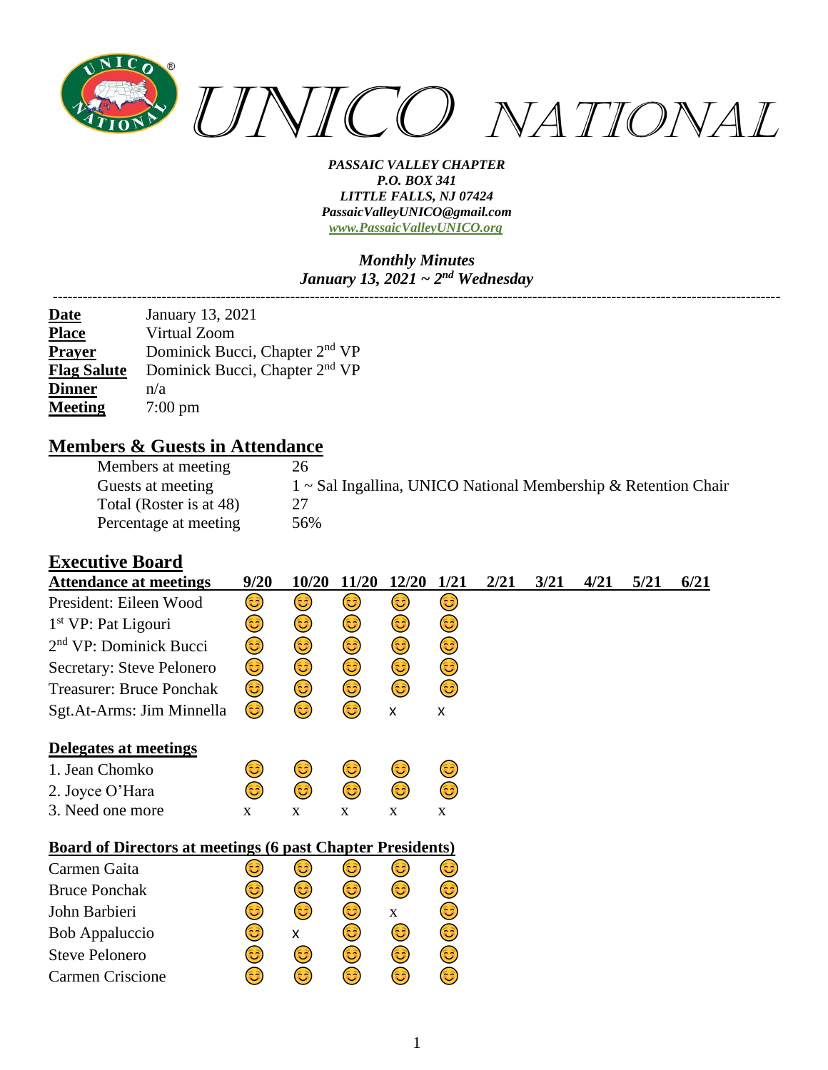# UNICO NATIONAL

***PASSAIC VALLEY CHAPTER***
***P.O. BOX 341***
***LITTLE FALLS, NJ 07424***
***PassaicValleyUNICO@gmail.com***
***www.PassaicValleyUNICO.org***

***Monthly Minutes***
***January 13, 2021 ~ 2nd Wednesday***

---

| | |
|---|---|
| **Date** | January 13, 2021 |
| **Place** | Virtual Zoom |
| **Prayer** | Dominick Bucci, Chapter 2nd VP |
| **Flag Salute** | Dominick Bucci, Chapter 2nd VP |
| **Dinner** | n/a |
| **Meeting** | 7:00 pm |

## Members & Guests in Attendance

| | |
|---|---|
| Members at meeting | 26 |
| Guests at meeting | 1 ~ Sal Ingallina, UNICO National Membership & Retention Chair |
| Total (Roster is at 48) | 27 |
| Percentage at meeting | 56% |

## Executive Board

| Attendance at meetings | 9/20 | 10/20 | 11/20 | 12/20 | 1/21 | 2/21 | 3/21 | 4/21 | 5/21 | 6/21 |
|---|---|---|---|---|---|---|---|---|---|---|
| President: Eileen Wood | 😊 | 😊 | 😊 | 😊 | 😊 | | | | | |
| 1st VP: Pat Ligouri | 😊 | 😊 | 😊 | 😊 | 😊 | | | | | |
| 2nd VP: Dominick Bucci | 😊 | 😊 | 😊 | 😊 | 😊 | | | | | |
| Secretary: Steve Pelonero | 😊 | 😊 | 😊 | 😊 | 😊 | | | | | |
| Treasurer: Bruce Ponchak | 😊 | 😊 | 😊 | 😊 | 😊 | | | | | |
| Sgt.At-Arms: Jim Minnella | 😊 | 😊 | 😊 | x | x | | | | | |
| **Delegates at meetings** | | | | | | | | | | |
| 1. Jean Chomko | 😊 | 😊 | 😊 | 😊 | 😊 | | | | | |
| 2. Joyce O'Hara | 😊 | 😊 | 😊 | 😊 | 😊 | | | | | |
| 3. Need one more | x | x | x | x | x | | | | | |
| **Board of Directors at meetings (6 past Chapter Presidents)** | | | | | | | | | | |
| Carmen Gaita | 😊 | 😊 | 😊 | 😊 | 😊 | | | | | |
| Bruce Ponchak | 😊 | 😊 | 😊 | 😊 | 😊 | | | | | |
| John Barbieri | 😊 | 😊 | 😊 | x | 😊 | | | | | |
| Bob Appaluccio | 😊 | x | 😊 | 😊 | 😊 | | | | | |
| Steve Pelonero | 😊 | 😊 | 😊 | 😊 | 😊 | | | | | |
| Carmen Criscione | 😊 | 😊 | 😊 | 😊 | 😊 | | | | | |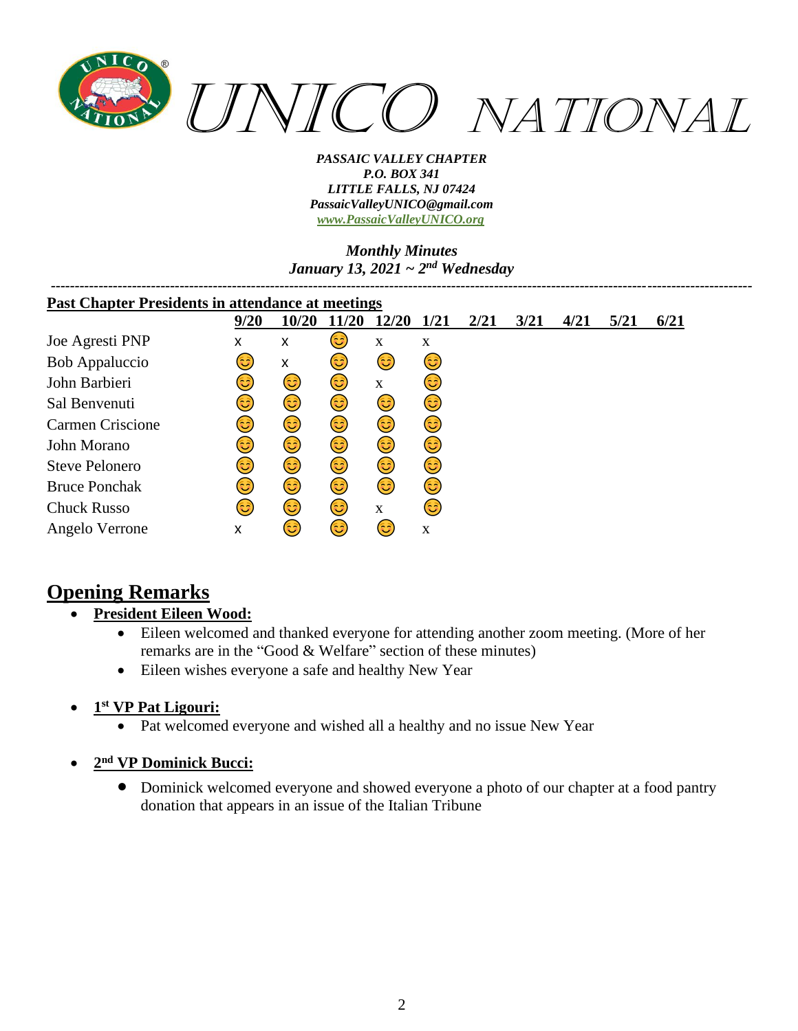# UNICO NATIONAL

*PASSAIC VALLEY CHAPTER*
*P.O. BOX 341*
*LITTLE FALLS, NJ 07424*
*PassaicValleyUNICO@gmail.com*
*www.PassaicValleyUNICO.org*

*Monthly Minutes*
*January 13, 2021 ~ 2nd Wednesday*

---

**Past Chapter Presidents in attendance at meetings**

| | 9/20 | 10/20 | 11/20 | 12/20 | 1/21 | 2/21 | 3/21 | 4/21 | 5/21 | 6/21 |
|---|---|---|---|---|---|---|---|---|---|---|
| Joe Agresti PNP | x | x | 😊 | x | x | | | | | |
| Bob Appaluccio | 😊 | x | 😊 | 😊 | 😊 | | | | | |
| John Barbieri | 😊 | 😊 | 😊 | x | 😊 | | | | | |
| Sal Benvenuti | 😊 | 😊 | 😊 | 😊 | 😊 | | | | | |
| Carmen Criscione | 😊 | 😊 | 😊 | 😊 | 😊 | | | | | |
| John Morano | 😊 | 😊 | 😊 | 😊 | 😊 | | | | | |
| Steve Pelonero | 😊 | 😊 | 😊 | 😊 | 😊 | | | | | |
| Bruce Ponchak | 😊 | 😊 | 😊 | 😊 | 😊 | | | | | |
| Chuck Russo | 😊 | 😊 | 😊 | x | 😊 | | | | | |
| Angelo Verrone | x | 😊 | 😊 | 😊 | x | | | | | |

## Opening Remarks

- **President Eileen Wood:**
  - Eileen welcomed and thanked everyone for attending another zoom meeting. (More of her remarks are in the "Good & Welfare" section of these minutes)
  - Eileen wishes everyone a safe and healthy New Year

- **1st VP Pat Ligouri:**
  - Pat welcomed everyone and wished all a healthy and no issue New Year

- **2nd VP Dominick Bucci:**
  - Dominick welcomed everyone and showed everyone a photo of our chapter at a food pantry donation that appears in an issue of the Italian Tribune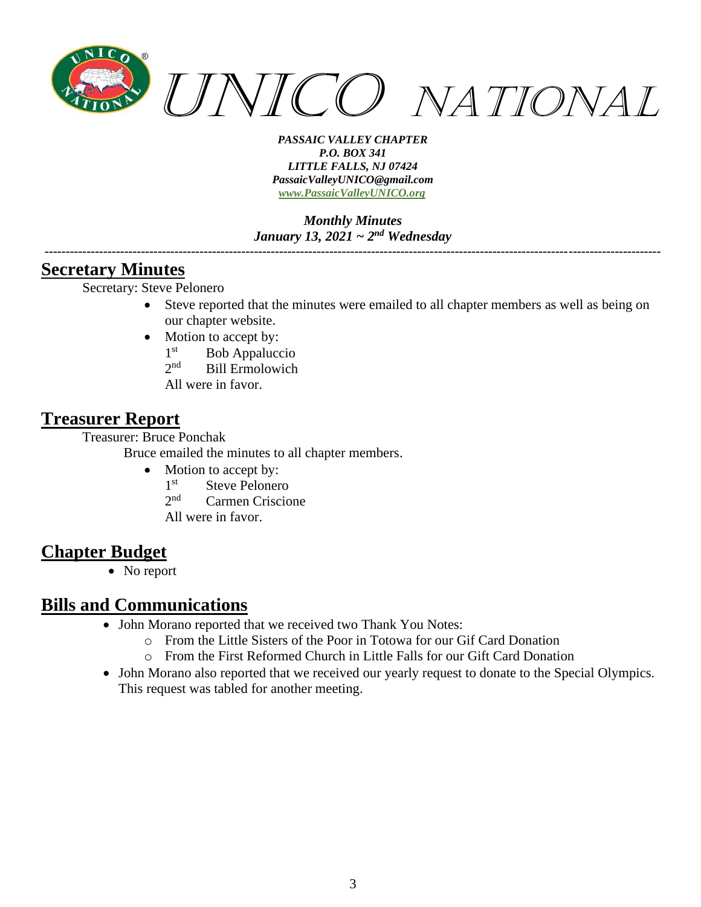UNICO NATIONAL

***PASSAIC VALLEY CHAPTER***
***P.O. BOX 341***
***LITTLE FALLS, NJ 07424***
***PassaicValleyUNICO@gmail.com***
***www.PassaicValleyUNICO.org***

***Monthly Minutes***
***January 13, 2021 ~ 2nd Wednesday***

---

## Secretary Minutes

Secretary: Steve Pelonero

- Steve reported that the minutes were emailed to all chapter members as well as being on our chapter website.
- Motion to accept by:
  1st Bob Appaluccio
  2nd Bill Ermolowich
  All were in favor.

## Treasurer Report

Treasurer: Bruce Ponchak

Bruce emailed the minutes to all chapter members.

- Motion to accept by:
  1st Steve Pelonero
  2nd Carmen Criscione
  All were in favor.

## Chapter Budget

- No report

## Bills and Communications

- John Morano reported that we received two Thank You Notes:
  - From the Little Sisters of the Poor in Totowa for our Gif Card Donation
  - From the First Reformed Church in Little Falls for our Gift Card Donation
- John Morano also reported that we received our yearly request to donate to the Special Olympics. This request was tabled for another meeting.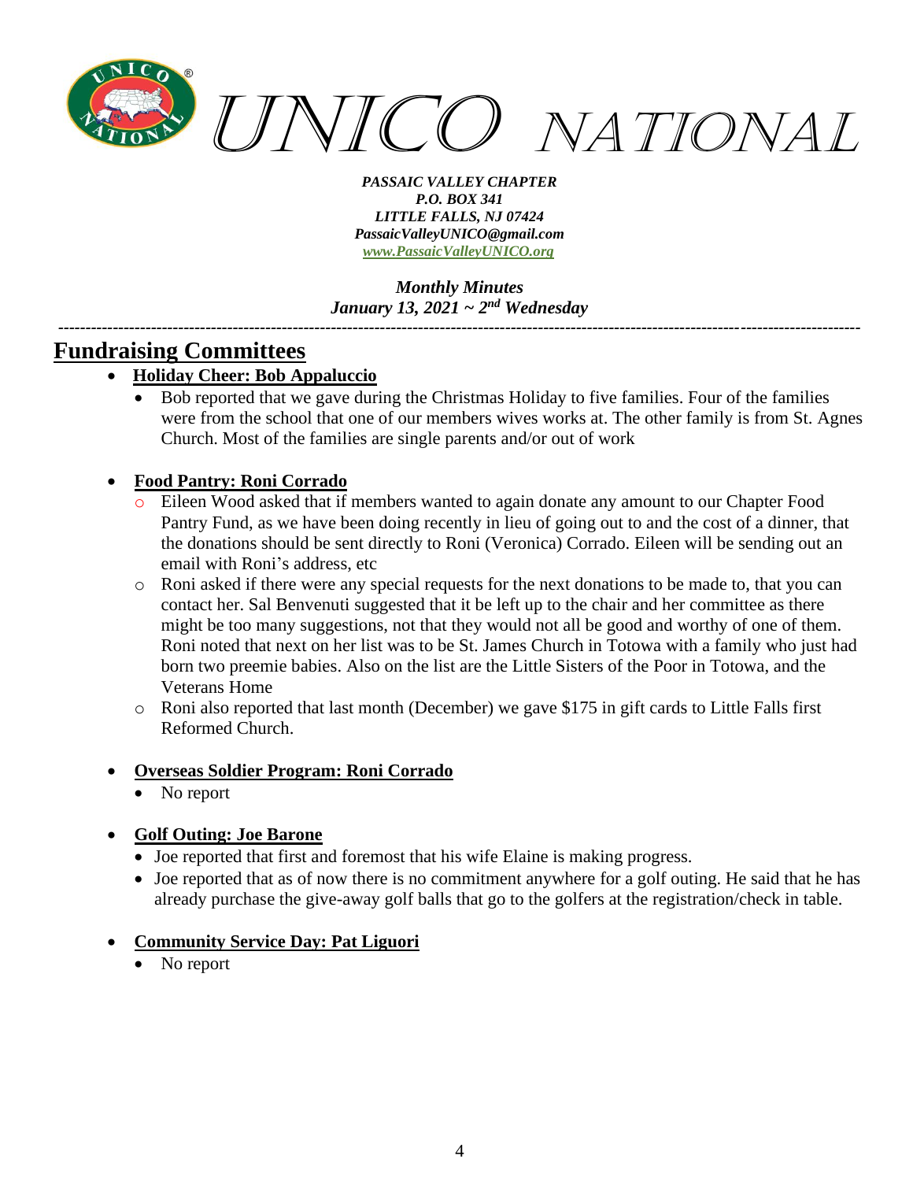*PASSAIC VALLEY CHAPTER*
*P.O. BOX 341*
*LITTLE FALLS, NJ 07424*
*PassaicValleyUNICO@gmail.com*
*www.PassaicValleyUNICO.org*

*Monthly Minutes*
*January 13, 2021 ~ 2nd Wednesday*

---

## Fundraising Committees

- **Holiday Cheer: Bob Appaluccio**
  - Bob reported that we gave during the Christmas Holiday to five families. Four of the families were from the school that one of our members wives works at. The other family is from St. Agnes Church. Most of the families are single parents and/or out of work

- **Food Pantry: Roni Corrado**
  - Eileen Wood asked that if members wanted to again donate any amount to our Chapter Food Pantry Fund, as we have been doing recently in lieu of going out to and the cost of a dinner, that the donations should be sent directly to Roni (Veronica) Corrado. Eileen will be sending out an email with Roni's address, etc
  - Roni asked if there were any special requests for the next donations to be made to, that you can contact her. Sal Benvenuti suggested that it be left up to the chair and her committee as there might be too many suggestions, not that they would not all be good and worthy of one of them. Roni noted that next on her list was to be St. James Church in Totowa with a family who just had born two preemie babies. Also on the list are the Little Sisters of the Poor in Totowa, and the Veterans Home
  - Roni also reported that last month (December) we gave $175 in gift cards to Little Falls first Reformed Church.

- **Overseas Soldier Program: Roni Corrado**
  - No report

- **Golf Outing: Joe Barone**
  - Joe reported that first and foremost that his wife Elaine is making progress.
  - Joe reported that as of now there is no commitment anywhere for a golf outing. He said that he has already purchase the give-away golf balls that go to the golfers at the registration/check in table.

- **Community Service Day: Pat Liguori**
  - No report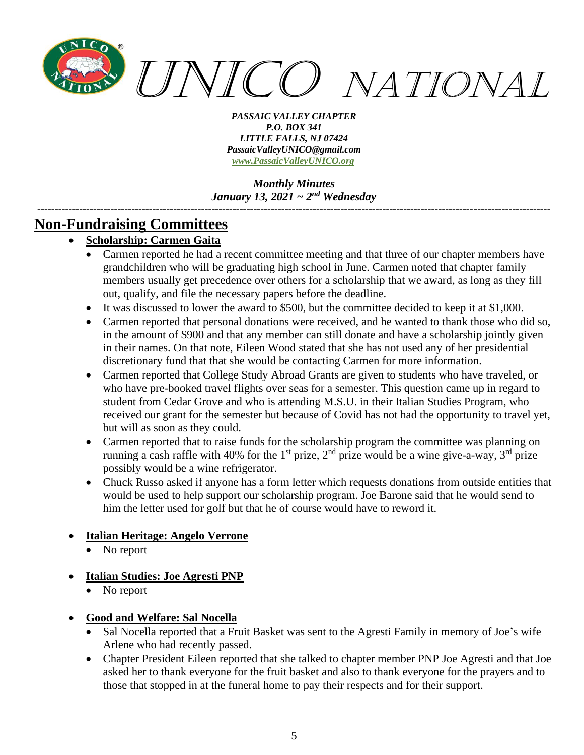# Non-Fundraising Committees

- **Scholarship: Carmen Gaita**
  - Carmen reported he had a recent committee meeting and that three of our chapter members have grandchildren who will be graduating high school in June. Carmen noted that chapter family members usually get precedence over others for a scholarship that we award, as long as they fill out, qualify, and file the necessary papers before the deadline.
  - It was discussed to lower the award to $500, but the committee decided to keep it at $1,000.
  - Carmen reported that personal donations were received, and he wanted to thank those who did so, in the amount of $900 and that any member can still donate and have a scholarship jointly given in their names. On that note, Eileen Wood stated that she has not used any of her presidential discretionary fund that that she would be contacting Carmen for more information.
  - Carmen reported that College Study Abroad Grants are given to students who have traveled, or who have pre-booked travel flights over seas for a semester. This question came up in regard to student from Cedar Grove and who is attending M.S.U. in their Italian Studies Program, who received our grant for the semester but because of Covid has not had the opportunity to travel yet, but will as soon as they could.
  - Carmen reported that to raise funds for the scholarship program the committee was planning on running a cash raffle with 40% for the 1st prize, 2nd prize would be a wine give-a-way, 3rd prize possibly would be a wine refrigerator.
  - Chuck Russo asked if anyone has a form letter which requests donations from outside entities that would be used to help support our scholarship program. Joe Barone said that he would send to him the letter used for golf but that he of course would have to reword it.

- **Italian Heritage: Angelo Verrone**
  - No report

- **Italian Studies: Joe Agresti PNP**
  - No report

- **Good and Welfare: Sal Nocella**
  - Sal Nocella reported that a Fruit Basket was sent to the Agresti Family in memory of Joe's wife Arlene who had recently passed.
  - Chapter President Eileen reported that she talked to chapter member PNP Joe Agresti and that Joe asked her to thank everyone for the fruit basket and also to thank everyone for the prayers and to those that stopped in at the funeral home to pay their respects and for their support.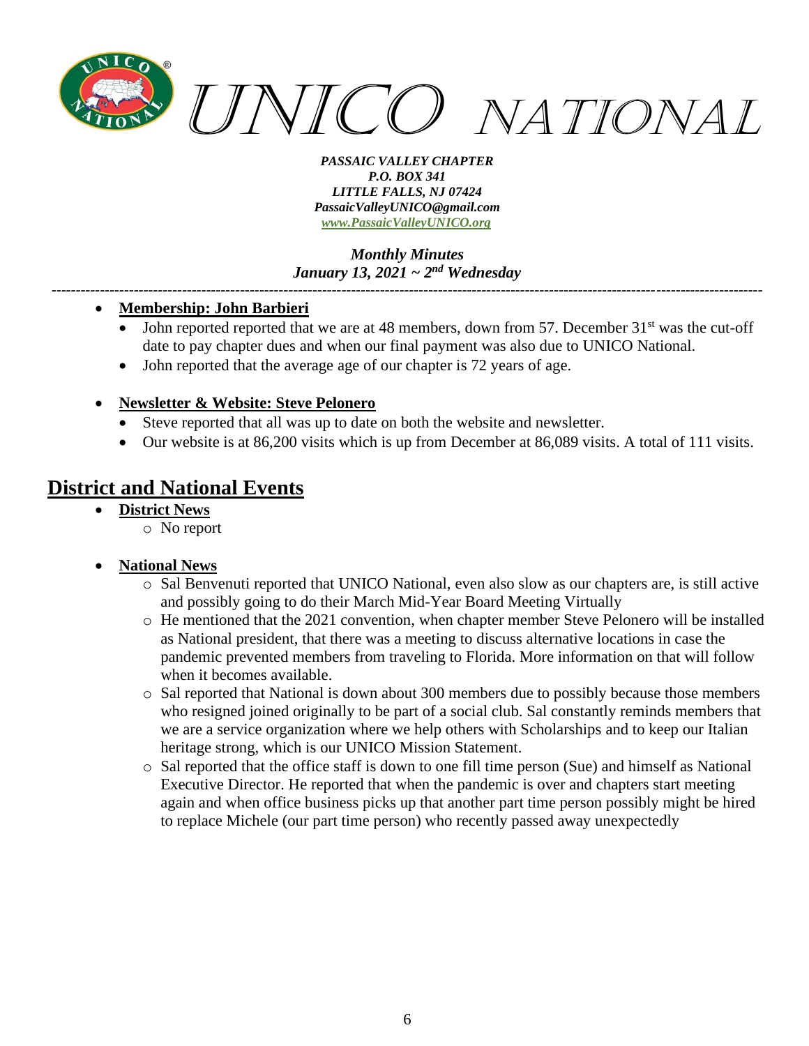- **Membership: John Barbieri**
  - John reported reported that we are at 48 members, down from 57. December 31st was the cut-off date to pay chapter dues and when our final payment was also due to UNICO National.
  - John reported that the average age of our chapter is 72 years of age.

- **Newsletter & Website: Steve Pelonero**
  - Steve reported that all was up to date on both the website and newsletter.
  - Our website is at 86,200 visits which is up from December at 86,089 visits. A total of 111 visits.

## District and National Events

- **District News**
  - No report

- **National News**
  - Sal Benvenuti reported that UNICO National, even also slow as our chapters are, is still active and possibly going to do their March Mid-Year Board Meeting Virtually
  - He mentioned that the 2021 convention, when chapter member Steve Pelonero will be installed as National president, that there was a meeting to discuss alternative locations in case the pandemic prevented members from traveling to Florida. More information on that will follow when it becomes available.
  - Sal reported that National is down about 300 members due to possibly because those members who resigned joined originally to be part of a social club. Sal constantly reminds members that we are a service organization where we help others with Scholarships and to keep our Italian heritage strong, which is our UNICO Mission Statement.
  - Sal reported that the office staff is down to one fill time person (Sue) and himself as National Executive Director. He reported that when the pandemic is over and chapters start meeting again and when office business picks up that another part time person possibly might be hired to replace Michele (our part time person) who recently passed away unexpectedly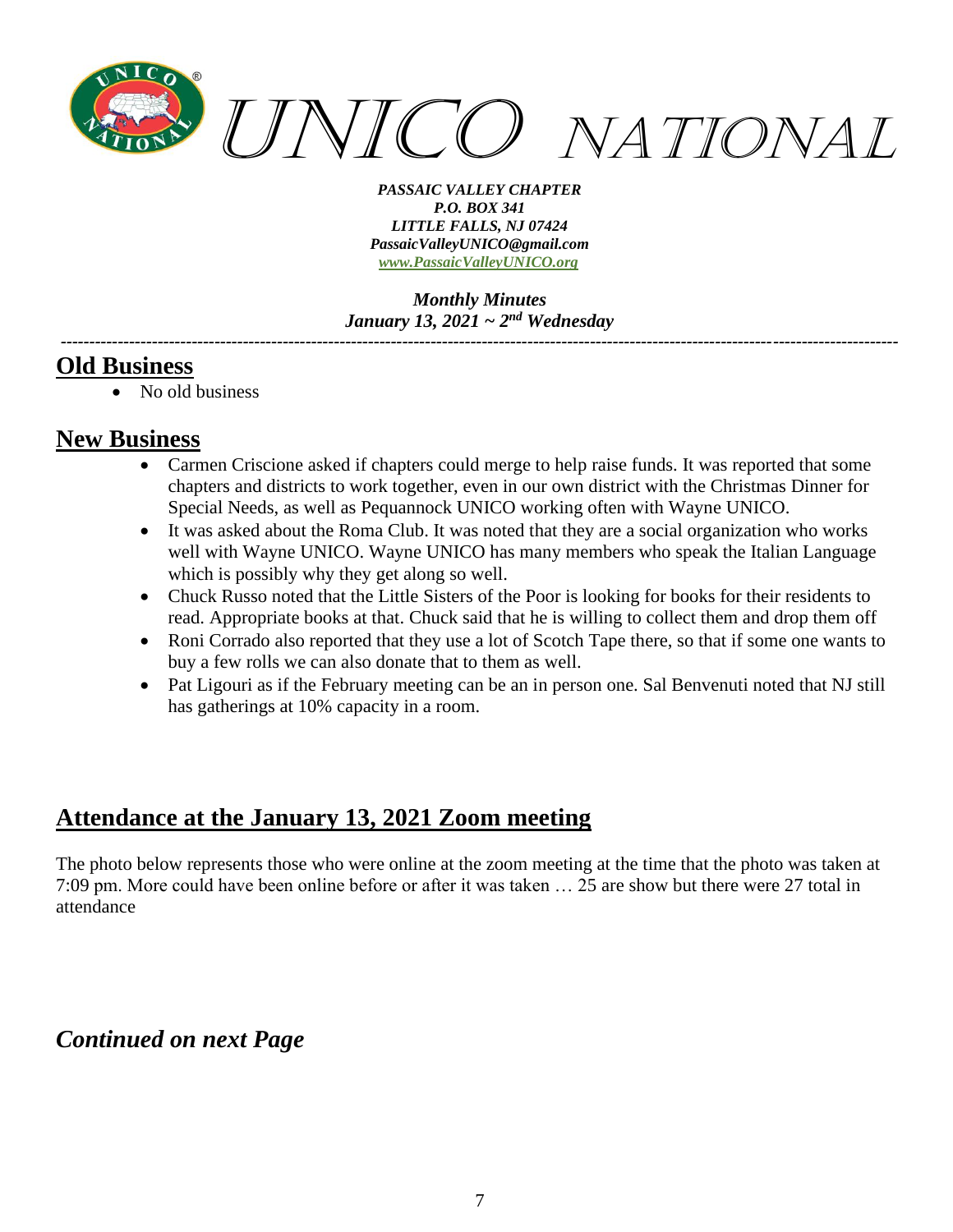# UNICO NATIONAL

***PASSAIC VALLEY CHAPTER***
***P.O. BOX 341***
***LITTLE FALLS, NJ 07424***
***PassaicValleyUNICO@gmail.com***
***www.PassaicValleyUNICO.org***

***Monthly Minutes***
***January 13, 2021 ~ 2nd Wednesday***

---

## Old Business

- No old business

## New Business

- Carmen Criscione asked if chapters could merge to help raise funds. It was reported that some chapters and districts to work together, even in our own district with the Christmas Dinner for Special Needs, as well as Pequannock UNICO working often with Wayne UNICO.
- It was asked about the Roma Club. It was noted that they are a social organization who works well with Wayne UNICO. Wayne UNICO has many members who speak the Italian Language which is possibly why they get along so well.
- Chuck Russo noted that the Little Sisters of the Poor is looking for books for their residents to read. Appropriate books at that. Chuck said that he is willing to collect them and drop them off
- Roni Corrado also reported that they use a lot of Scotch Tape there, so that if some one wants to buy a few rolls we can also donate that to them as well.
- Pat Ligouri as if the February meeting can be an in person one. Sal Benvenuti noted that NJ still has gatherings at 10% capacity in a room.

## Attendance at the January 13, 2021 Zoom meeting

The photo below represents those who were online at the zoom meeting at the time that the photo was taken at 7:09 pm. More could have been online before or after it was taken … 25 are show but there were 27 total in attendance

***Continued on next Page***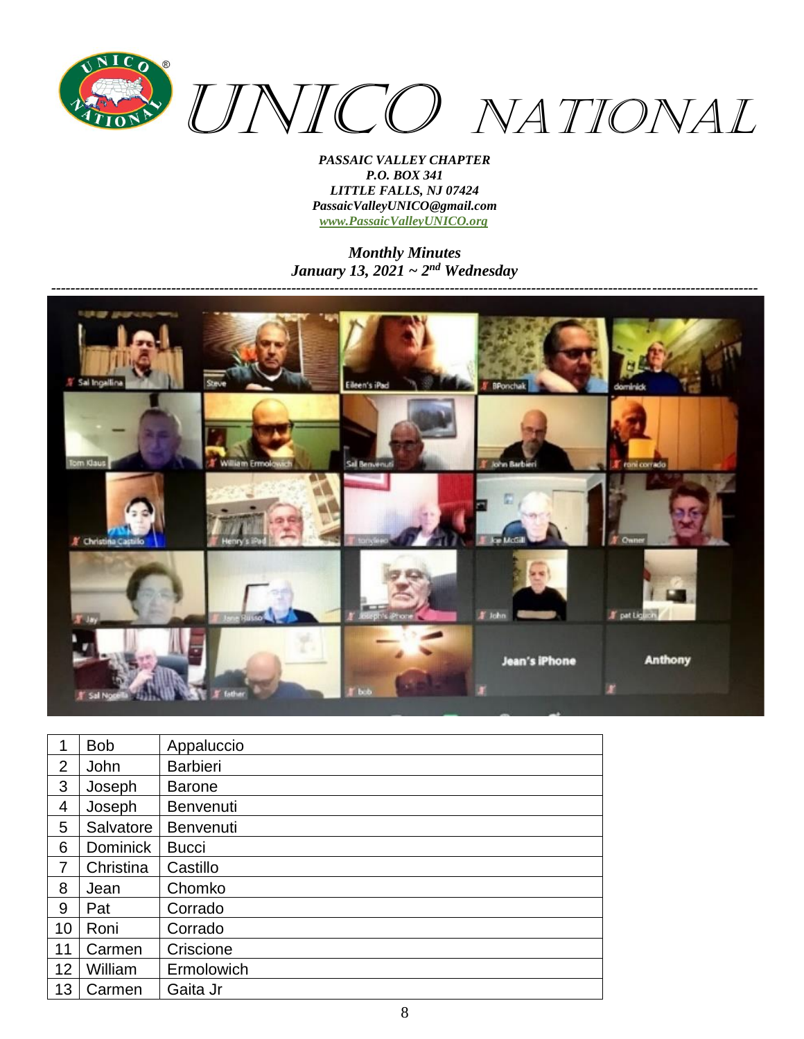# UNICO NATIONAL

*PASSAIC VALLEY CHAPTER*
*P.O. BOX 341*
*LITTLE FALLS, NJ 07424*
*PassaicValleyUNICO@gmail.com*
*www.PassaicValleyUNICO.org*

***Monthly Minutes***
***January 13, 2021 ~ 2nd Wednesday***

---

| | | |
|---|---|---|
| 1 | Bob | Appaluccio |
| 2 | John | Barbieri |
| 3 | Joseph | Barone |
| 4 | Joseph | Benvenuti |
| 5 | Salvatore | Benvenuti |
| 6 | Dominick | Bucci |
| 7 | Christina | Castillo |
| 8 | Jean | Chomko |
| 9 | Pat | Corrado |
| 10 | Roni | Corrado |
| 11 | Carmen | Criscione |
| 12 | William | Ermolowich |
| 13 | Carmen | Gaita Jr |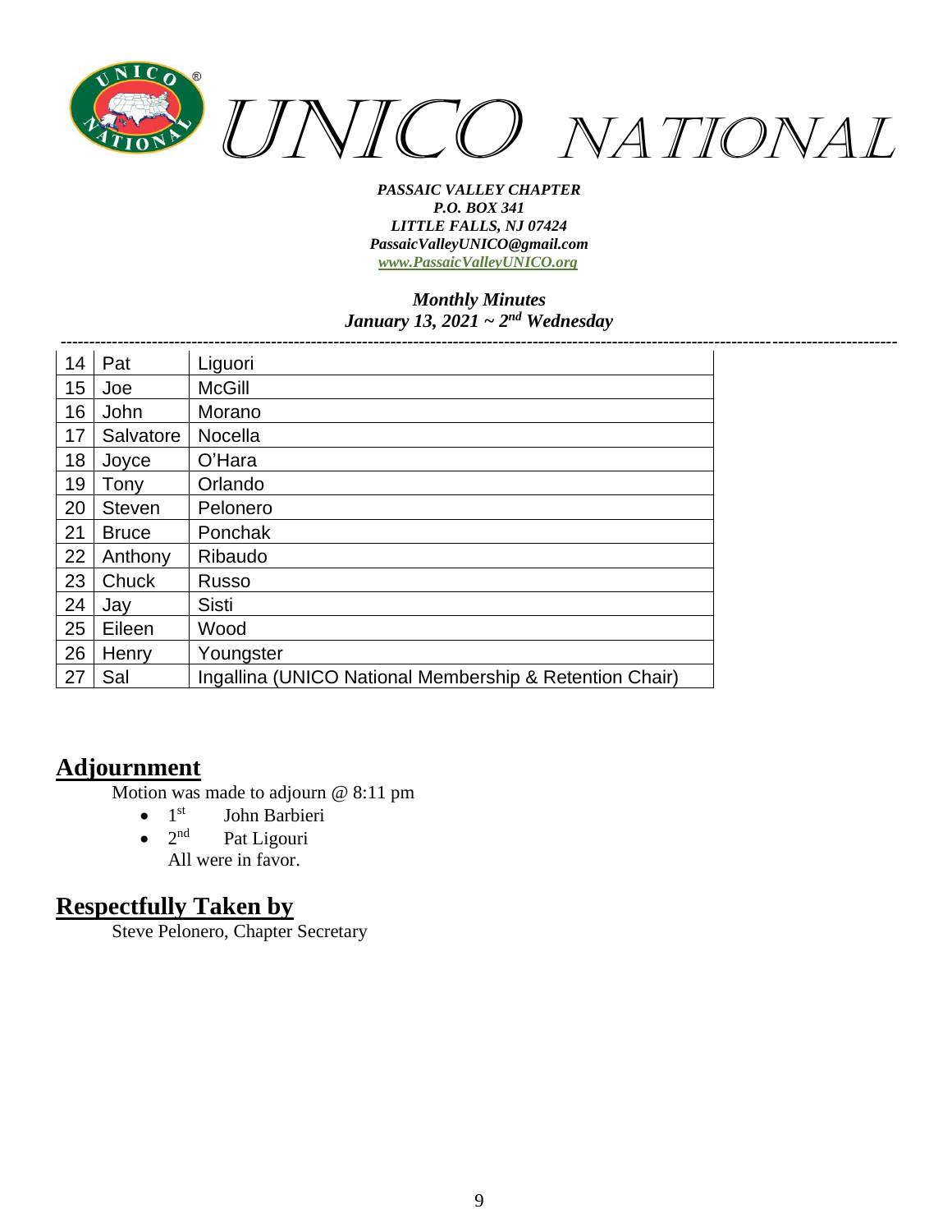UNICO NATIONAL

*PASSAIC VALLEY CHAPTER*
*P.O. BOX 341*
*LITTLE FALLS, NJ 07424*
*PassaicValleyUNICO@gmail.com*
*www.PassaicValleyUNICO.org*

*Monthly Minutes*
*January 13, 2021 ~ 2nd Wednesday*

| | | |
|---|---|---|
| 14 | Pat | Liguori |
| 15 | Joe | McGill |
| 16 | John | Morano |
| 17 | Salvatore | Nocella |
| 18 | Joyce | O'Hara |
| 19 | Tony | Orlando |
| 20 | Steven | Pelonero |
| 21 | Bruce | Ponchak |
| 22 | Anthony | Ribaudo |
| 23 | Chuck | Russo |
| 24 | Jay | Sisti |
| 25 | Eileen | Wood |
| 26 | Henry | Youngster |
| 27 | Sal | Ingallina (UNICO National Membership & Retention Chair) |

## Adjournment

Motion was made to adjourn @ 8:11 pm

- 1st John Barbieri
- 2nd Pat Ligouri

All were in favor.

## Respectfully Taken by

Steve Pelonero, Chapter Secretary